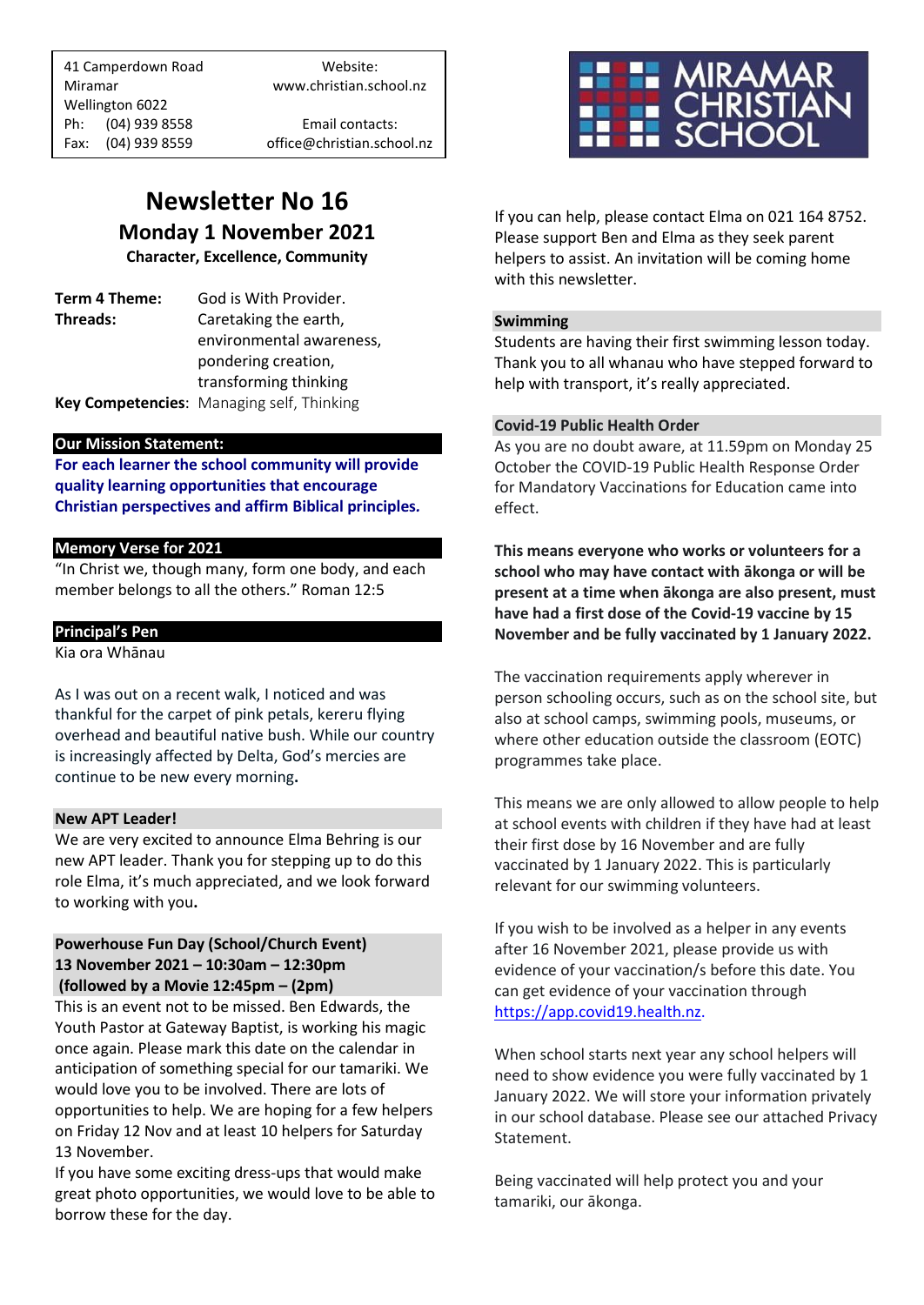41 Camperdown Road
Miramar
Wellington 6022
Ph: (04) 939 8558
Fax: (04) 939 8559

Website:
www.christian.school.nz

Email contacts:
office@christian.school.nz

MIRAMAR CHRISTIAN SCHOOL

# Newsletter No 16

## Monday 1 November 2021

**Character, Excellence, Community**

| | |
|---|---|
| **Term 4 Theme:** | God is With Provider. |
| **Threads:** | Caretaking the earth, environmental awareness, pondering creation, transforming thinking |
| **Key Competencies**: | Managing self, Thinking |

### Our Mission Statement:

**For each learner the school community will provide quality learning opportunities that encourage Christian perspectives and affirm Biblical principles.**

### Memory Verse for 2021

"In Christ we, though many, form one body, and each member belongs to all the others." Roman 12:5

### Principal's Pen

Kia ora Whānau

As I was out on a recent walk, I noticed and was thankful for the carpet of pink petals, kereru flying overhead and beautiful native bush. While our country is increasingly affected by Delta, God's mercies are continue to be new every morning**.**

### New APT Leader!

We are very excited to announce Elma Behring is our new APT leader. Thank you for stepping up to do this role Elma, it's much appreciated, and we look forward to working with you**.**

### Powerhouse Fun Day (School/Church Event) 13 November 2021 – 10:30am – 12:30pm (followed by a Movie 12:45pm – (2pm)

This is an event not to be missed. Ben Edwards, the Youth Pastor at Gateway Baptist, is working his magic once again. Please mark this date on the calendar in anticipation of something special for our tamariki. We would love you to be involved. There are lots of opportunities to help. We are hoping for a few helpers on Friday 12 Nov and at least 10 helpers for Saturday 13 November.

If you have some exciting dress-ups that would make great photo opportunities, we would love to be able to borrow these for the day.

If you can help, please contact Elma on 021 164 8752. Please support Ben and Elma as they seek parent helpers to assist. An invitation will be coming home with this newsletter.

### Swimming

Students are having their first swimming lesson today. Thank you to all whanau who have stepped forward to help with transport, it's really appreciated.

### Covid-19 Public Health Order

As you are no doubt aware, at 11.59pm on Monday 25 October the COVID-19 Public Health Response Order for Mandatory Vaccinations for Education came into effect.

**This means everyone who works or volunteers for a school who may have contact with ākonga or will be present at a time when ākonga are also present, must have had a first dose of the Covid-19 vaccine by 15 November and be fully vaccinated by 1 January 2022.**

The vaccination requirements apply wherever in person schooling occurs, such as on the school site, but also at school camps, swimming pools, museums, or where other education outside the classroom (EOTC) programmes take place.

This means we are only allowed to allow people to help at school events with children if they have had at least their first dose by 16 November and are fully vaccinated by 1 January 2022. This is particularly relevant for our swimming volunteers.

If you wish to be involved as a helper in any events after 16 November 2021, please provide us with evidence of your vaccination/s before this date. You can get evidence of your vaccination through https://app.covid19.health.nz.

When school starts next year any school helpers will need to show evidence you were fully vaccinated by 1 January 2022. We will store your information privately in our school database. Please see our attached Privacy Statement.

Being vaccinated will help protect you and your tamariki, our ākonga.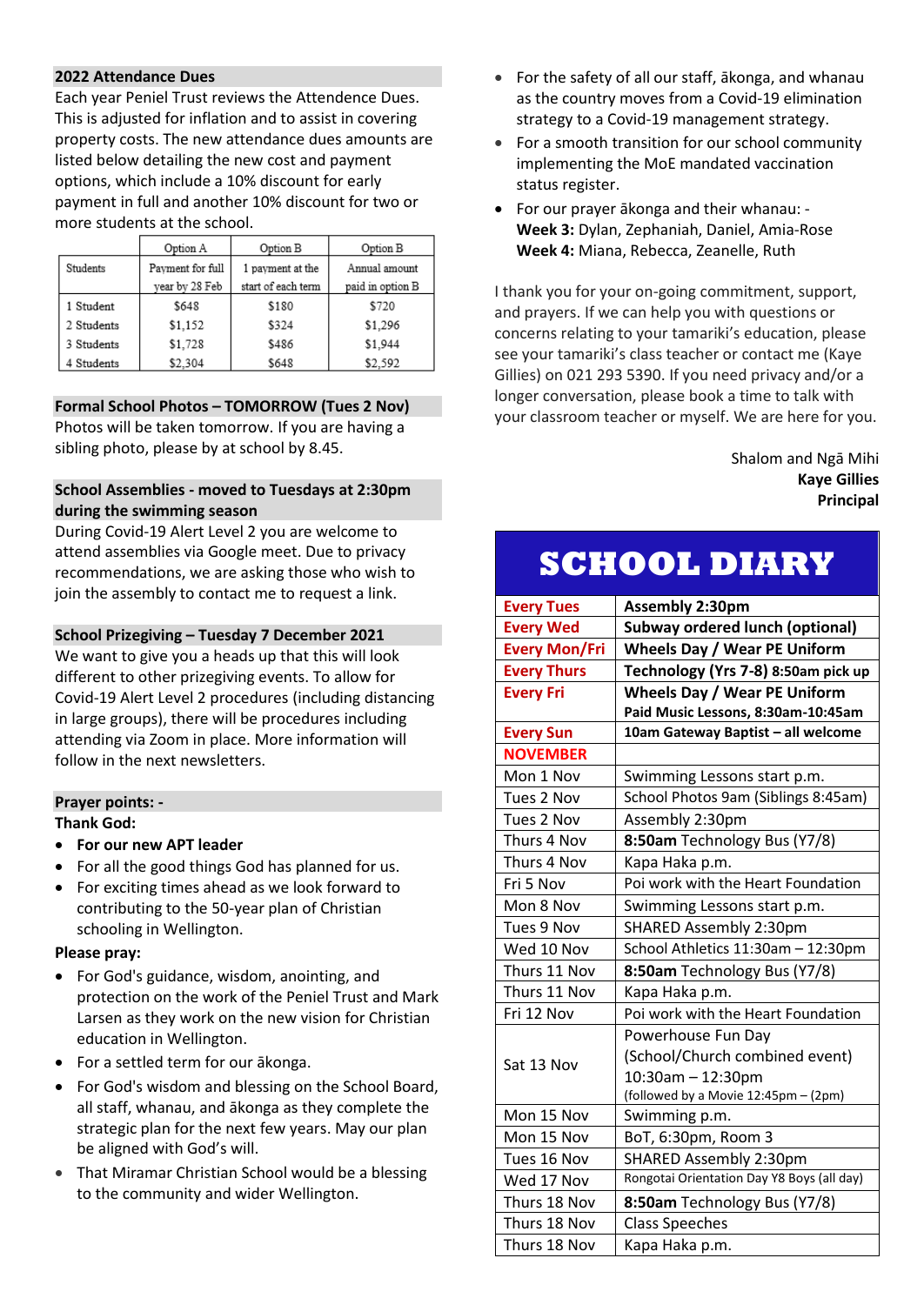## 2022 Attendance Dues

Each year Peniel Trust reviews the Attendence Dues. This is adjusted for inflation and to assist in covering property costs. The new attendance dues amounts are listed below detailing the new cost and payment options, which include a 10% discount for early payment in full and another 10% discount for two or more students at the school.

| Students | Option A<br>Payment for full year by 28 Feb | Option B<br>1 payment at the start of each term | Option B<br>Annual amount paid in option B |
|---|---|---|---|
| 1 Student | $648 | $180 | $720 |
| 2 Students | $1,152 | $324 | $1,296 |
| 3 Students | $1,728 | $486 | $1,944 |
| 4 Students | $2,304 | $648 | $2,592 |

## Formal School Photos – TOMORROW (Tues 2 Nov)

Photos will be taken tomorrow. If you are having a sibling photo, please by at school by 8.45.

## School Assemblies - moved to Tuesdays at 2:30pm during the swimming season

During Covid-19 Alert Level 2 you are welcome to attend assemblies via Google meet. Due to privacy recommendations, we are asking those who wish to join the assembly to contact me to request a link.

## School Prizegiving – Tuesday 7 December 2021

We want to give you a heads up that this will look different to other prizegiving events. To allow for Covid-19 Alert Level 2 procedures (including distancing in large groups), there will be procedures including attending via Zoom in place. More information will follow in the next newsletters.

## Prayer points: -

**Thank God:**

- **For our new APT leader**
- For all the good things God has planned for us.
- For exciting times ahead as we look forward to contributing to the 50-year plan of Christian schooling in Wellington.

**Please pray:**

- For God's guidance, wisdom, anointing, and protection on the work of the Peniel Trust and Mark Larsen as they work on the new vision for Christian education in Wellington.
- For a settled term for our ākonga.
- For God's wisdom and blessing on the School Board, all staff, whanau, and ākonga as they complete the strategic plan for the next few years. May our plan be aligned with God's will.
- That Miramar Christian School would be a blessing to the community and wider Wellington.
- For the safety of all our staff, ākonga, and whanau as the country moves from a Covid-19 elimination strategy to a Covid-19 management strategy.
- For a smooth transition for our school community implementing the MoE mandated vaccination status register.
- For our prayer ākonga and their whanau: -
  **Week 3:** Dylan, Zephaniah, Daniel, Amia-Rose
  **Week 4:** Miana, Rebecca, Zeanelle, Ruth

I thank you for your on-going commitment, support, and prayers. If we can help you with questions or concerns relating to your tamariki's education, please see your tamariki's class teacher or contact me (Kaye Gillies) on 021 293 5390. If you need privacy and/or a longer conversation, please book a time to talk with your classroom teacher or myself. We are here for you.

Shalom and Ngā Mihi
**Kaye Gillies**
**Principal**

# SCHOOL DIARY

| | |
|---|---|
| **Every Tues** | **Assembly 2:30pm** |
| **Every Wed** | **Subway ordered lunch (optional)** |
| **Every Mon/Fri** | **Wheels Day / Wear PE Uniform** |
| **Every Thurs** | **Technology (Yrs 7-8) 8:50am pick up** |
| **Every Fri** | **Wheels Day / Wear PE Uniform**<br>**Paid Music Lessons, 8:30am-10:45am** |
| **Every Sun** | **10am Gateway Baptist – all welcome** |
| **NOVEMBER** | |
| Mon 1 Nov | Swimming Lessons start p.m. |
| Tues 2 Nov | School Photos 9am (Siblings 8:45am) |
| Tues 2 Nov | Assembly 2:30pm |
| Thurs 4 Nov | **8:50am** Technology Bus (Y7/8) |
| Thurs 4 Nov | Kapa Haka p.m. |
| Fri 5 Nov | Poi work with the Heart Foundation |
| Mon 8 Nov | Swimming Lessons start p.m. |
| Tues 9 Nov | SHARED Assembly 2:30pm |
| Wed 10 Nov | School Athletics 11:30am – 12:30pm |
| Thurs 11 Nov | **8:50am** Technology Bus (Y7/8) |
| Thurs 11 Nov | Kapa Haka p.m. |
| Fri 12 Nov | Poi work with the Heart Foundation |
| Sat 13 Nov | Powerhouse Fun Day (School/Church combined event) 10:30am – 12:30pm (followed by a Movie 12:45pm – (2pm) |
| Mon 15 Nov | Swimming p.m. |
| Mon 15 Nov | BoT, 6:30pm, Room 3 |
| Tues 16 Nov | SHARED Assembly 2:30pm |
| Wed 17 Nov | Rongotai Orientation Day Y8 Boys (all day) |
| Thurs 18 Nov | **8:50am** Technology Bus (Y7/8) |
| Thurs 18 Nov | Class Speeches |
| Thurs 18 Nov | Kapa Haka p.m. |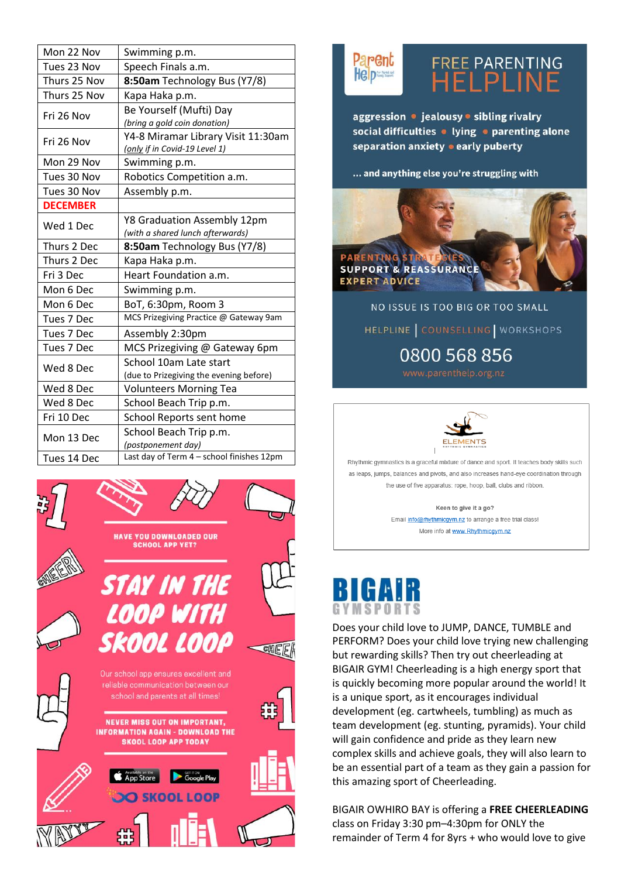| | |
|---|---|
| Mon 22 Nov | Swimming p.m. |
| Tues 23 Nov | Speech Finals a.m. |
| Thurs 25 Nov | **8:50am** Technology Bus (Y7/8) |
| Thurs 25 Nov | Kapa Haka p.m. |
| Fri 26 Nov | Be Yourself (Mufti) Day *(bring a gold coin donation)* |
| Fri 26 Nov | Y4-8 Miramar Library Visit 11:30am *(only if in Covid-19 Level 1)* |
| Mon 29 Nov | Swimming p.m. |
| Tues 30 Nov | Robotics Competition a.m. |
| Tues 30 Nov | Assembly p.m. |
| **DECEMBER** | |
| Wed 1 Dec | Y8 Graduation Assembly 12pm *(with a shared lunch afterwards)* |
| Thurs 2 Dec | **8:50am** Technology Bus (Y7/8) |
| Thurs 2 Dec | Kapa Haka p.m. |
| Fri 3 Dec | Heart Foundation a.m. |
| Mon 6 Dec | Swimming p.m. |
| Mon 6 Dec | BoT, 6:30pm, Room 3 |
| Tues 7 Dec | MCS Prizegiving Practice @ Gateway 9am |
| Tues 7 Dec | Assembly 2:30pm |
| Tues 7 Dec | MCS Prizegiving @ Gateway 6pm |
| Wed 8 Dec | School 10am Late start (due to Prizegiving the evening before) |
| Wed 8 Dec | Volunteers Morning Tea |
| Wed 8 Dec | School Beach Trip p.m. |
| Fri 10 Dec | School Reports sent home |
| Mon 13 Dec | School Beach Trip p.m. *(postponement day)* |
| Tues 14 Dec | Last day of Term 4 – school finishes 12pm |

HAVE YOU DOWNLOADED OUR SCHOOL APP YET?

**STAY IN THE LOOP WITH SKOOL LOOP**

Our school app ensures excellent and reliable communication between our school and parents at all times!

NEVER MISS OUT ON IMPORTANT, INFORMATION AGAIN - DOWNLOAD THE SKOOL LOOP APP TODAY

App Store | Google Play

SKOOL LOOP

## Parent Help — FREE PARENTING HELPLINE

aggression • jealousy • sibling rivalry
social difficulties • lying • parenting alone
separation anxiety • early puberty

... and anything else you're struggling with

PARENTING STRATEGIES
SUPPORT & REASSURANCE
EXPERT ADVICE

NO ISSUE IS TOO BIG OR TOO SMALL

HELPLINE | COUNSELLING | WORKSHOPS

0800 568 856

www.parenthelp.org.nz

## ELEMENTS Rhythmic Gymnastics

Rhythmic gymnastics is a graceful mixture of dance and sport. It teaches body skills such as leaps, jumps, balances and pivots, and also increases hand-eye coordination through the use of five apparatus: rope, hoop, ball, clubs and ribbon.

**Keen to give it a go?**

Email info@rhythmicgym.nz to arrange a free trial class!

More info at www.Rhythmicgym.nz

## BIGAIR GYMSPORTS

Does your child love to JUMP, DANCE, TUMBLE and PERFORM? Does your child love trying new challenging but rewarding skills? Then try out cheerleading at BIGAIR GYM! Cheerleading is a high energy sport that is quickly becoming more popular around the world! It is a unique sport, as it encourages individual development (eg. cartwheels, tumbling) as much as team development (eg. stunting, pyramids). Your child will gain confidence and pride as they learn new complex skills and achieve goals, they will also learn to be an essential part of a team as they gain a passion for this amazing sport of Cheerleading.

BIGAIR OWHIRO BAY is offering a **FREE CHEERLEADING** class on Friday 3:30 pm–4:30pm for ONLY the remainder of Term 4 for 8yrs + who would love to give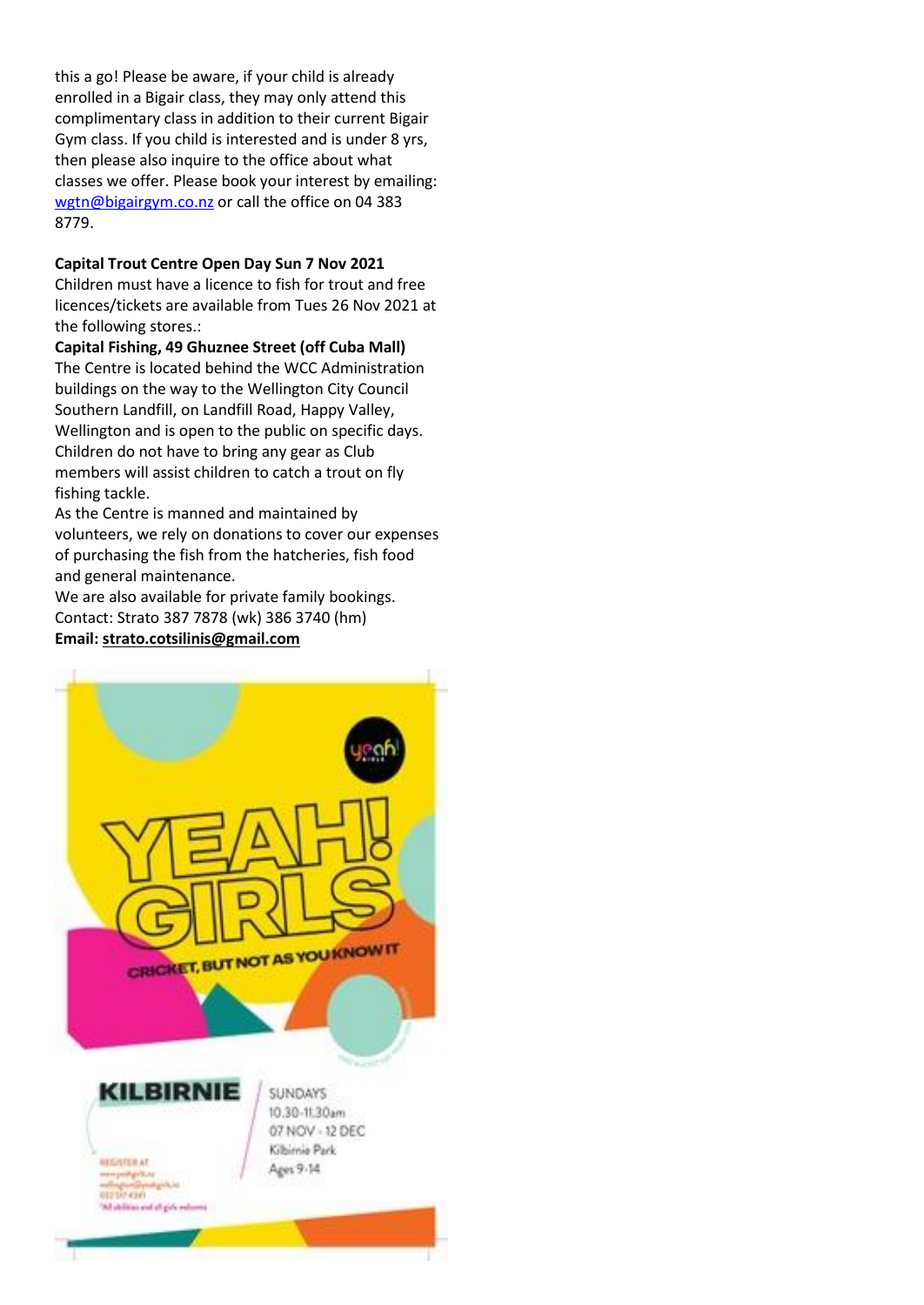this a go! Please be aware, if your child is already enrolled in a Bigair class, they may only attend this complimentary class in addition to their current Bigair Gym class. If you child is interested and is under 8 yrs, then please also inquire to the office about what classes we offer. Please book your interest by emailing: wgtn@bigairgym.co.nz or call the office on 04 383 8779.

**Capital Trout Centre Open Day Sun 7 Nov 2021**

Children must have a licence to fish for trout and free licences/tickets are available from Tues 26 Nov 2021 at the following stores.:

**Capital Fishing, 49 Ghuznee Street (off Cuba Mall)**

The Centre is located behind the WCC Administration buildings on the way to the Wellington City Council Southern Landfill, on Landfill Road, Happy Valley, Wellington and is open to the public on specific days. Children do not have to bring any gear as Club members will assist children to catch a trout on fly fishing tackle.

As the Centre is manned and maintained by volunteers, we rely on donations to cover our expenses of purchasing the fish from the hatcheries, fish food and general maintenance.

We are also available for private family bookings.

Contact: Strato 387 7878 (wk) 386 3740 (hm)

**Email: strato.cotsilinis@gmail.com**

yeah! GIRLS

YEAH! GIRLS

CRICKET, BUT NOT AS YOU KNOW IT

KILBIRNIE

SUNDAYS
10.30-11.30am
07 NOV - 12 DEC
Kilbirnie Park
Ages 9-14

REGISTER AT
www.yeahgirls.nz
wellington@yeahgirls.nz

*All abilities and all girls welcome